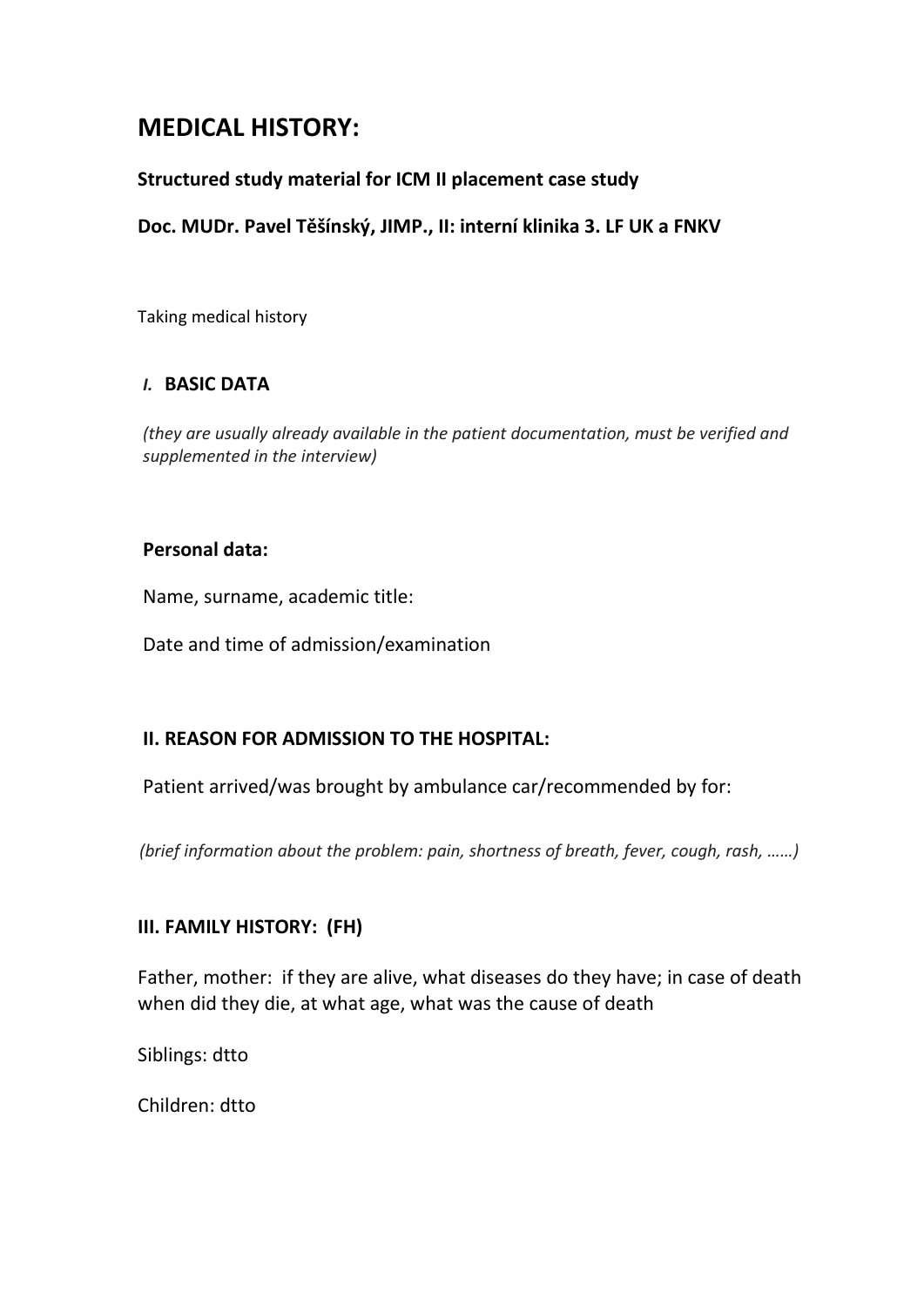# MEDICAL HISTORY:

**Structured study material for ICM II placement case study**

**Doc. MUDr. Pavel Těšínský, JIMP., II: interní klinika 3. LF UK a FNKV**

Taking medical history

## *I.* BASIC DATA

*(they are usually already available in the patient documentation, must be verified and supplemented in the interview)*

**Personal data:**

Name, surname, academic title:

Date and time of admission/examination

## II. REASON FOR ADMISSION TO THE HOSPITAL:

Patient arrived/was brought by ambulance car/recommended by for:

*(brief information about the problem: pain, shortness of breath, fever, cough, rash, ……)*

## III. FAMILY HISTORY: (FH)

Father, mother: if they are alive, what diseases do they have; in case of death when did they die, at what age, what was the cause of death

Siblings: dtto

Children: dtto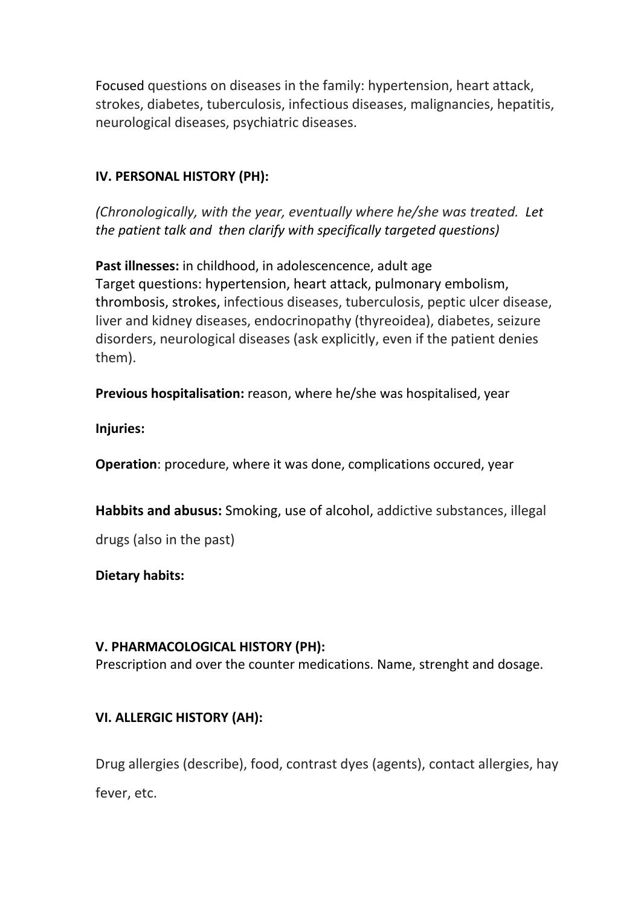Focused questions on diseases in the family: hypertension, heart attack, strokes, diabetes, tuberculosis, infectious diseases, malignancies, hepatitis, neurological diseases, psychiatric diseases.

## IV. PERSONAL HISTORY (PH):

*(Chronologically, with the year, eventually where he/she was treated. Let the patient talk and then clarify with specifically targeted questions)*

**Past illnesses:** in childhood, in adolescencence, adult age
Target questions: hypertension, heart attack, pulmonary embolism, thrombosis, strokes, infectious diseases, tuberculosis, peptic ulcer disease, liver and kidney diseases, endocrinopathy (thyreoidea), diabetes, seizure disorders, neurological diseases (ask explicitly, even if the patient denies them).

**Previous hospitalisation:** reason, where he/she was hospitalised, year

**Injuries:**

**Operation**: procedure, where it was done, complications occured, year

**Habbits and abusus:** Smoking, use of alcohol, addictive substances, illegal drugs (also in the past)

**Dietary habits:**

## V. PHARMACOLOGICAL HISTORY (PH):

Prescription and over the counter medications. Name, strenght and dosage.

## VI. ALLERGIC HISTORY (AH):

Drug allergies (describe), food, contrast dyes (agents), contact allergies, hay fever, etc.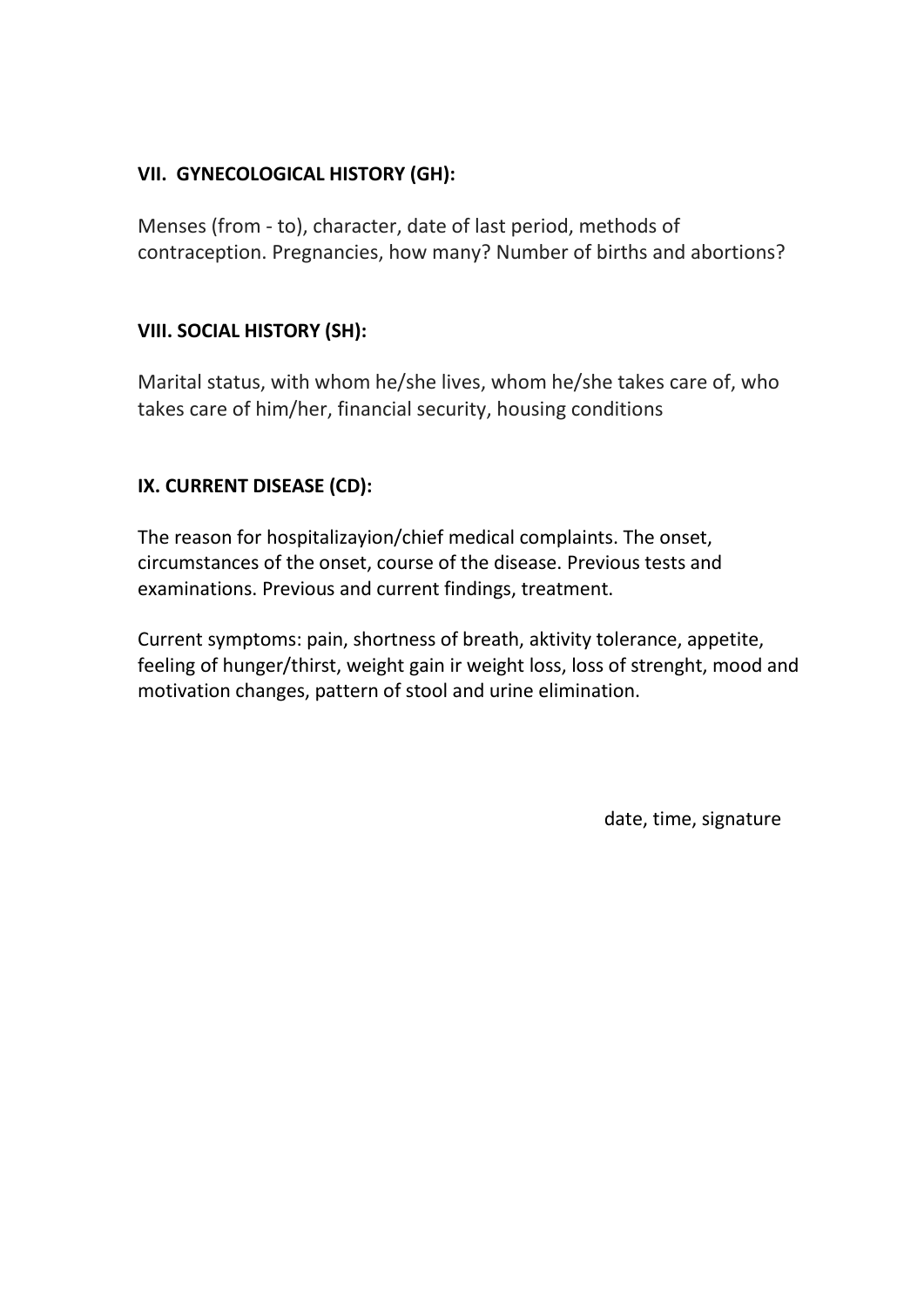### VII. GYNECOLOGICAL HISTORY (GH):

Menses (from - to), character, date of last period, methods of contraception. Pregnancies, how many? Number of births and abortions?

### VIII. SOCIAL HISTORY (SH):

Marital status, with whom he/she lives, whom he/she takes care of, who takes care of him/her, financial security, housing conditions

### IX. CURRENT DISEASE (CD):

The reason for hospitalizayion/chief medical complaints. The onset, circumstances of the onset, course of the disease. Previous tests and examinations. Previous and current findings, treatment.

Current symptoms: pain, shortness of breath, aktivity tolerance, appetite, feeling of hunger/thirst, weight gain ir weight loss, loss of strenght, mood and motivation changes, pattern of stool and urine elimination.

date, time, signature